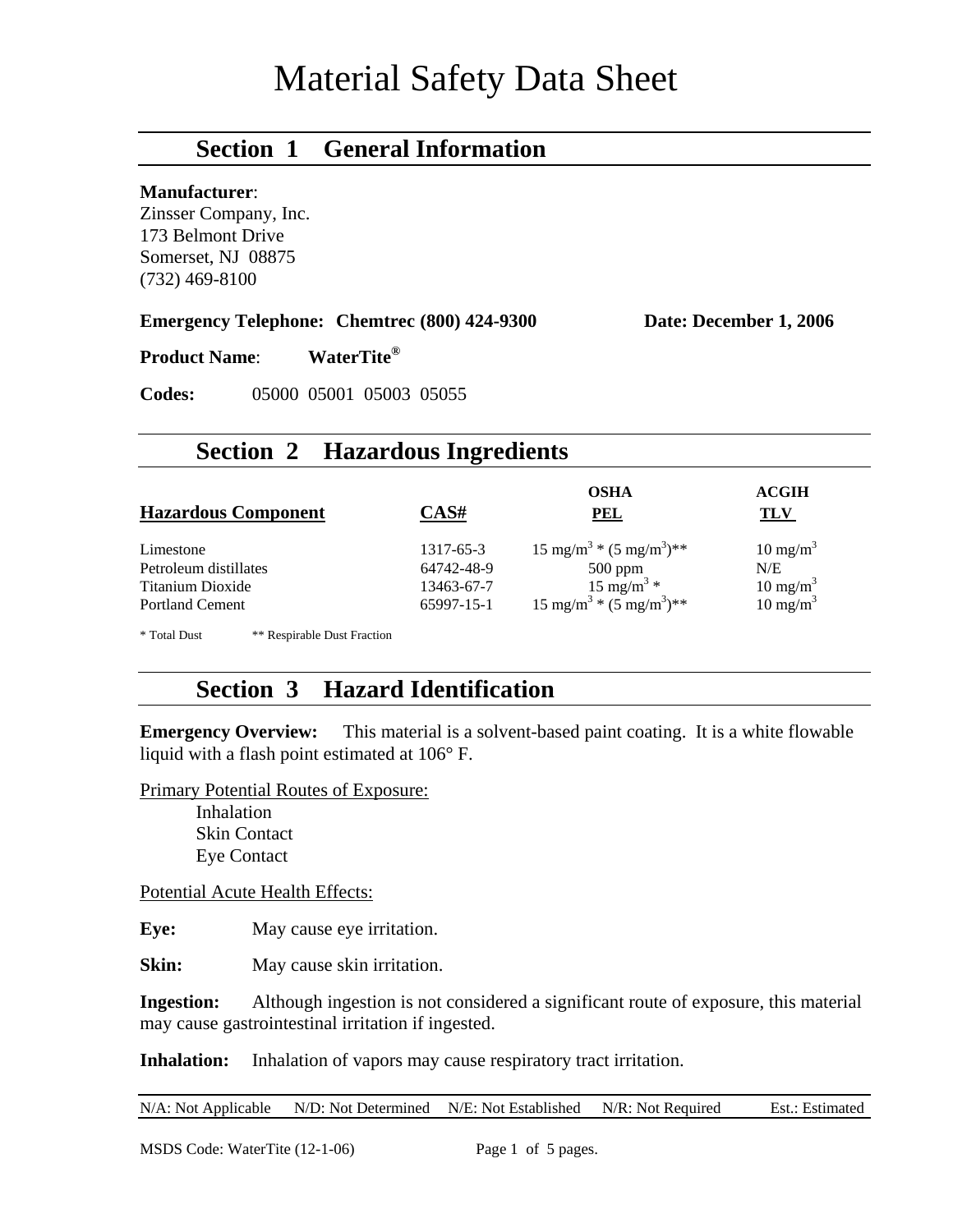# Material Safety Data Sheet

## Section 1 General Information

**Manufacturer**:
Zinsser Company, Inc.
173 Belmont Drive
Somerset, NJ 08875
(732) 469-8100

**Emergency Telephone: Chemtrec (800) 424-9300** **Date: December 1, 2006**

**Product Name**: **WaterTite®**

**Codes:** 05000 05001 05003 05055

## Section 2 Hazardous Ingredients

| Hazardous Component | CAS# | OSHA PEL | ACGIH TLV |
|---|---|---|---|
| Limestone | 1317-65-3 | 15 $mg/m^3$ * (5 $mg/m^3$)** | 10 $mg/m^3$ |
| Petroleum distillates | 64742-48-9 | 500 ppm | N/E |
| Titanium Dioxide | 13463-67-7 | 15 $mg/m^3$ * | 10 $mg/m^3$ |
| Portland Cement | 65997-15-1 | 15 $mg/m^3$ * (5 $mg/m^3$)** | 10 $mg/m^3$ |

\* Total Dust ** Respirable Dust Fraction

## Section 3 Hazard Identification

**Emergency Overview:** This material is a solvent-based paint coating. It is a white flowable liquid with a flash point estimated at 106° F.

Primary Potential Routes of Exposure:

- Inhalation
- Skin Contact
- Eye Contact

Potential Acute Health Effects:

**Eye:** May cause eye irritation.

**Skin:** May cause skin irritation.

**Ingestion:** Although ingestion is not considered a significant route of exposure, this material may cause gastrointestinal irritation if ingested.

**Inhalation:** Inhalation of vapors may cause respiratory tract irritation.

N/A: Not Applicable N/D: Not Determined N/E: Not Established N/R: Not Required Est.: Estimated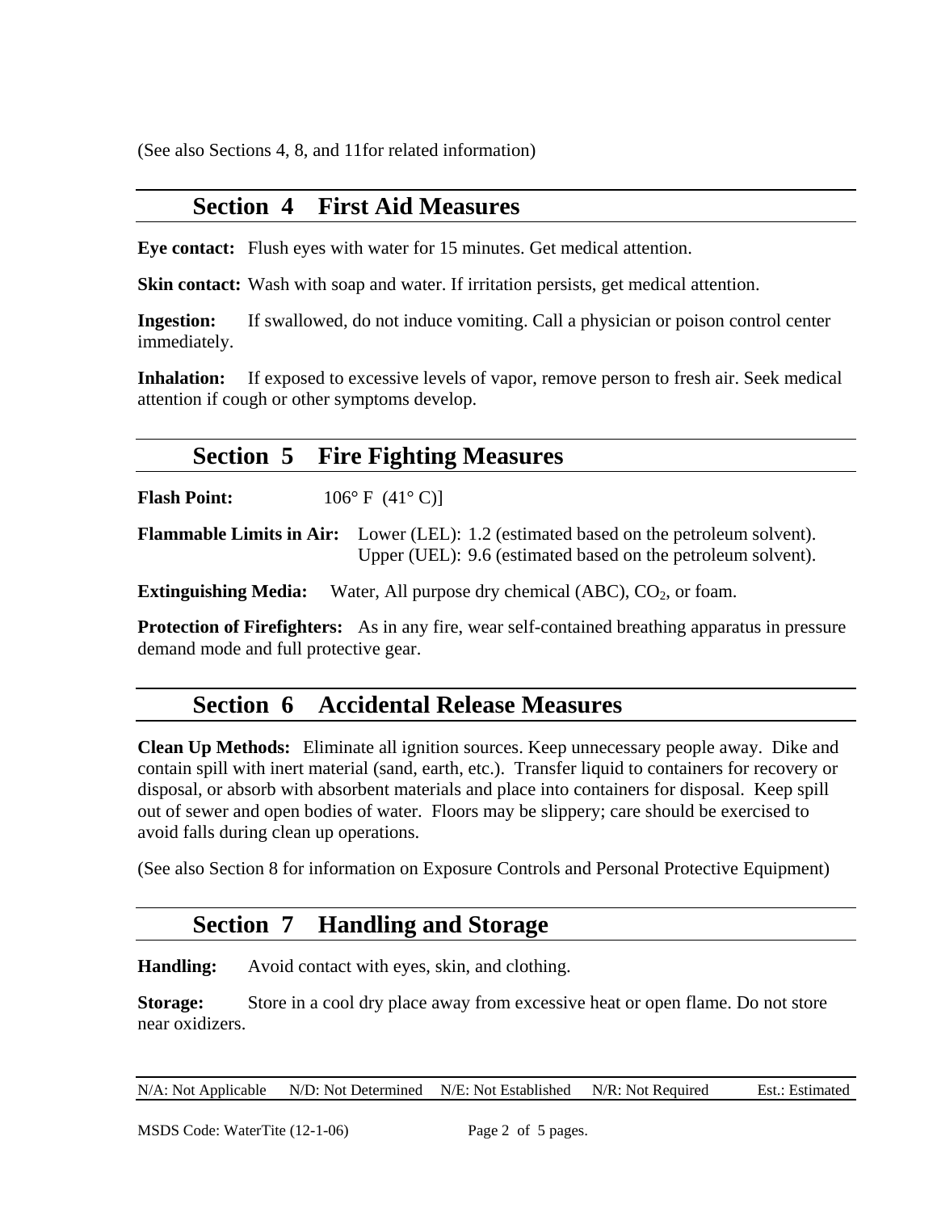(See also Sections 4, 8, and 11for related information)

## Section 4 First Aid Measures

**Eye contact:** Flush eyes with water for 15 minutes. Get medical attention.

**Skin contact:** Wash with soap and water. If irritation persists, get medical attention.

**Ingestion:** If swallowed, do not induce vomiting. Call a physician or poison control center immediately.

**Inhalation:** If exposed to excessive levels of vapor, remove person to fresh air. Seek medical attention if cough or other symptoms develop.

## Section 5 Fire Fighting Measures

**Flash Point:** 106° F (41° C)]

**Flammable Limits in Air:** Lower (LEL): 1.2 (estimated based on the petroleum solvent).
Upper (UEL): 9.6 (estimated based on the petroleum solvent).

**Extinguishing Media:** Water, All purpose dry chemical (ABC), $CO_2$, or foam.

**Protection of Firefighters:** As in any fire, wear self-contained breathing apparatus in pressure demand mode and full protective gear.

## Section 6 Accidental Release Measures

**Clean Up Methods:** Eliminate all ignition sources. Keep unnecessary people away. Dike and contain spill with inert material (sand, earth, etc.). Transfer liquid to containers for recovery or disposal, or absorb with absorbent materials and place into containers for disposal. Keep spill out of sewer and open bodies of water. Floors may be slippery; care should be exercised to avoid falls during clean up operations.

(See also Section 8 for information on Exposure Controls and Personal Protective Equipment)

## Section 7 Handling and Storage

**Handling:** Avoid contact with eyes, skin, and clothing.

**Storage:** Store in a cool dry place away from excessive heat or open flame. Do not store near oxidizers.

N/A: Not Applicable N/D: Not Determined N/E: Not Established N/R: Not Required Est.: Estimated

MSDS Code: WaterTite (12-1-06)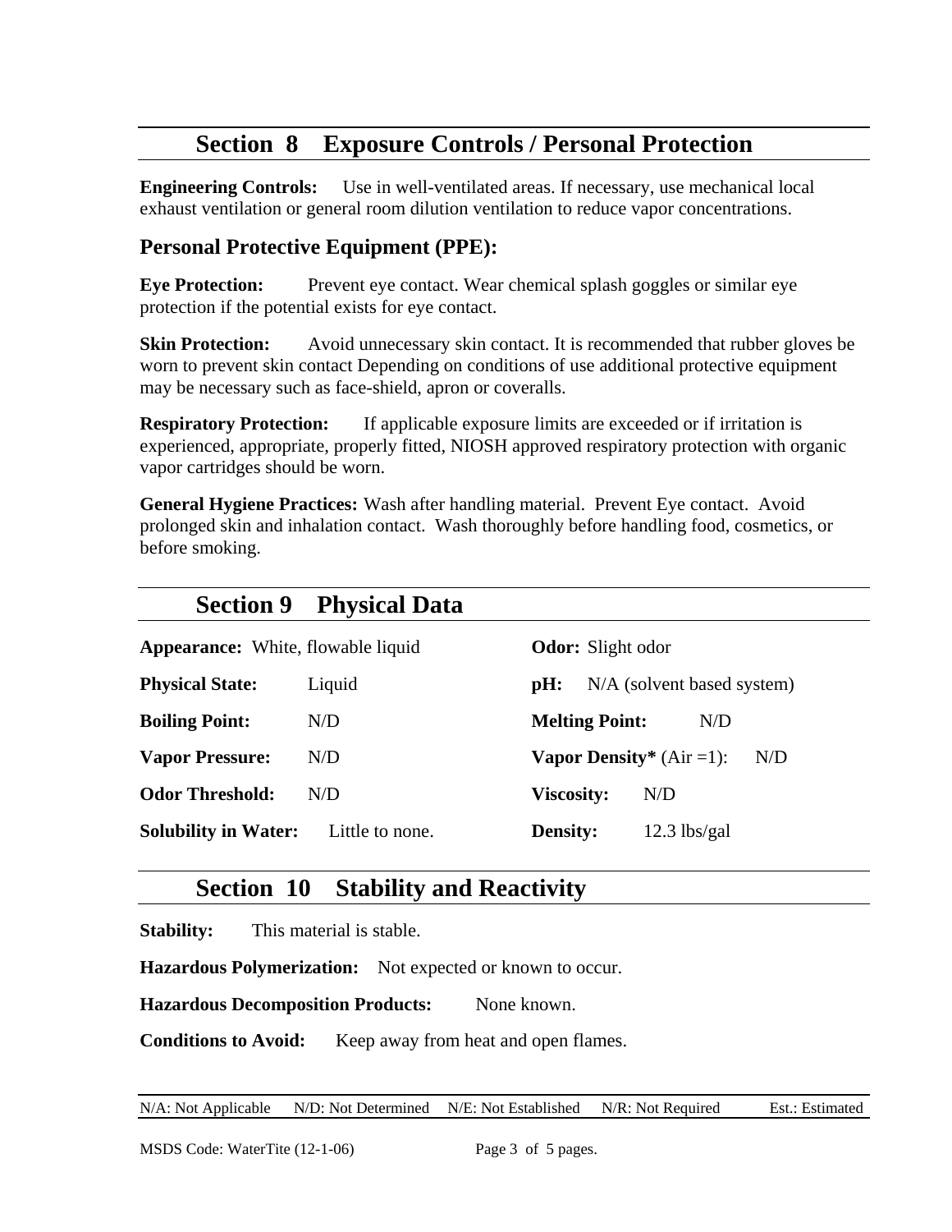## Section 8 Exposure Controls / Personal Protection

**Engineering Controls:** Use in well-ventilated areas. If necessary, use mechanical local exhaust ventilation or general room dilution ventilation to reduce vapor concentrations.

### Personal Protective Equipment (PPE):

**Eye Protection:** Prevent eye contact. Wear chemical splash goggles or similar eye protection if the potential exists for eye contact.

**Skin Protection:** Avoid unnecessary skin contact. It is recommended that rubber gloves be worn to prevent skin contact Depending on conditions of use additional protective equipment may be necessary such as face-shield, apron or coveralls.

**Respiratory Protection:** If applicable exposure limits are exceeded or if irritation is experienced, appropriate, properly fitted, NIOSH approved respiratory protection with organic vapor cartridges should be worn.

**General Hygiene Practices:** Wash after handling material. Prevent Eye contact. Avoid prolonged skin and inhalation contact. Wash thoroughly before handling food, cosmetics, or before smoking.

## Section 9 Physical Data

**Appearance:** White, flowable liquid

**Odor:** Slight odor

**Physical State:** Liquid

**pH:** N/A (solvent based system)

**Boiling Point:** N/D

**Melting Point:** N/D

**Vapor Pressure:** N/D

**Vapor Density*** (Air =1): N/D

**Odor Threshold:** N/D

**Viscosity:** N/D

**Solubility in Water:** Little to none.

**Density:** 12.3 lbs/gal

## Section 10 Stability and Reactivity

**Stability:** This material is stable.

**Hazardous Polymerization:** Not expected or known to occur.

**Hazardous Decomposition Products:** None known.

**Conditions to Avoid:** Keep away from heat and open flames.

N/A: Not Applicable N/D: Not Determined N/E: Not Established N/R: Not Required Est.: Estimated

MSDS Code: WaterTite (12-1-06)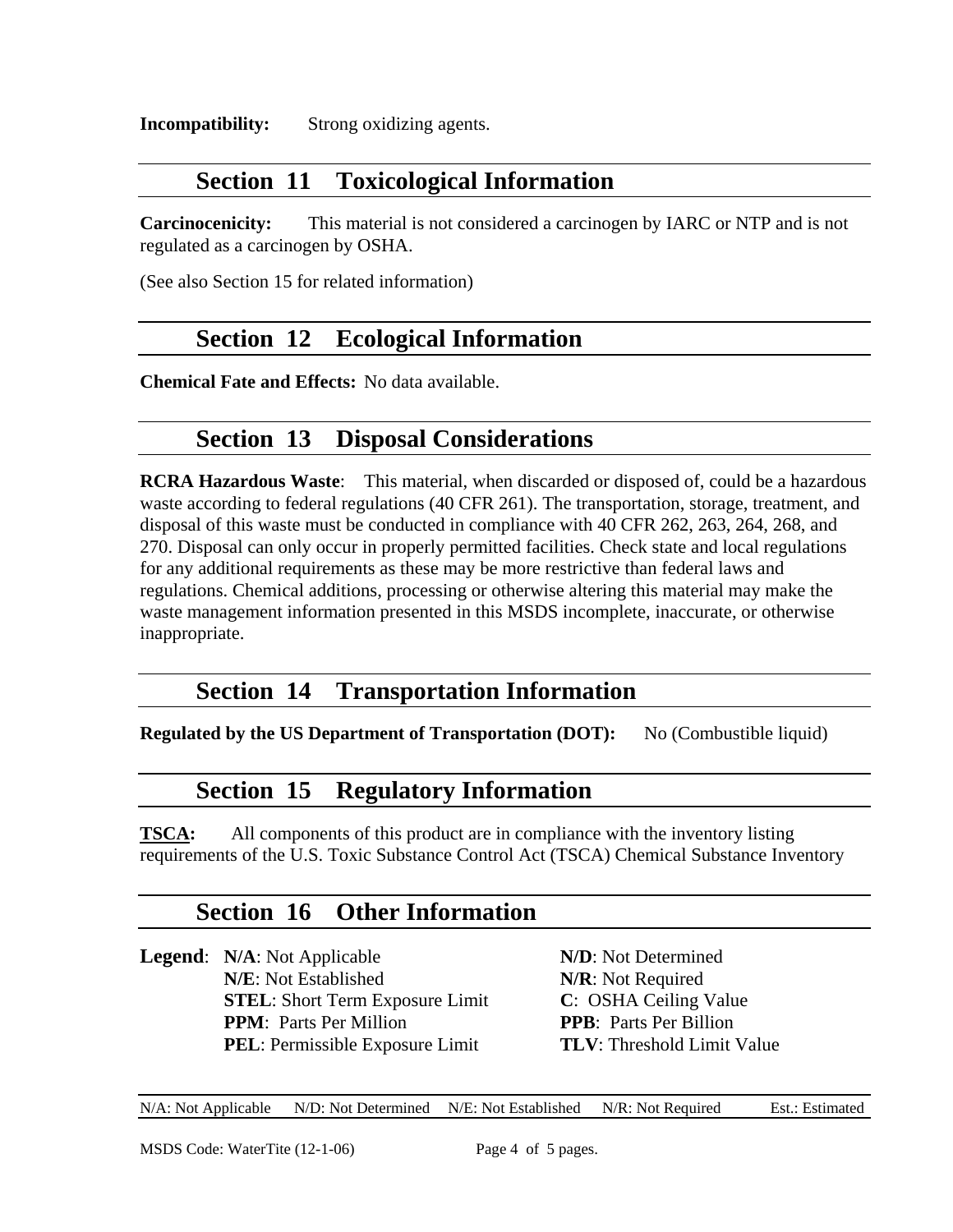**Incompatibility:** Strong oxidizing agents.

## Section 11 Toxicological Information

**Carcinocenicity:** This material is not considered a carcinogen by IARC or NTP and is not regulated as a carcinogen by OSHA.

(See also Section 15 for related information)

## Section 12 Ecological Information

**Chemical Fate and Effects:** No data available.

## Section 13 Disposal Considerations

**RCRA Hazardous Waste**: This material, when discarded or disposed of, could be a hazardous waste according to federal regulations (40 CFR 261). The transportation, storage, treatment, and disposal of this waste must be conducted in compliance with 40 CFR 262, 263, 264, 268, and 270. Disposal can only occur in properly permitted facilities. Check state and local regulations for any additional requirements as these may be more restrictive than federal laws and regulations. Chemical additions, processing or otherwise altering this material may make the waste management information presented in this MSDS incomplete, inaccurate, or otherwise inappropriate.

## Section 14 Transportation Information

**Regulated by the US Department of Transportation (DOT):** No (Combustible liquid)

## Section 15 Regulatory Information

**TSCA:** All components of this product are in compliance with the inventory listing requirements of the U.S. Toxic Substance Control Act (TSCA) Chemical Substance Inventory

## Section 16 Other Information

**Legend**:

| | |
|---|---|
| **N/A**: Not Applicable | **N/D**: Not Determined |
| **N/E**: Not Established | **N/R**: Not Required |
| **STEL**: Short Term Exposure Limit | **C**: OSHA Ceiling Value |
| **PPM**: Parts Per Million | **PPB**: Parts Per Billion |
| **PEL**: Permissible Exposure Limit | **TLV**: Threshold Limit Value |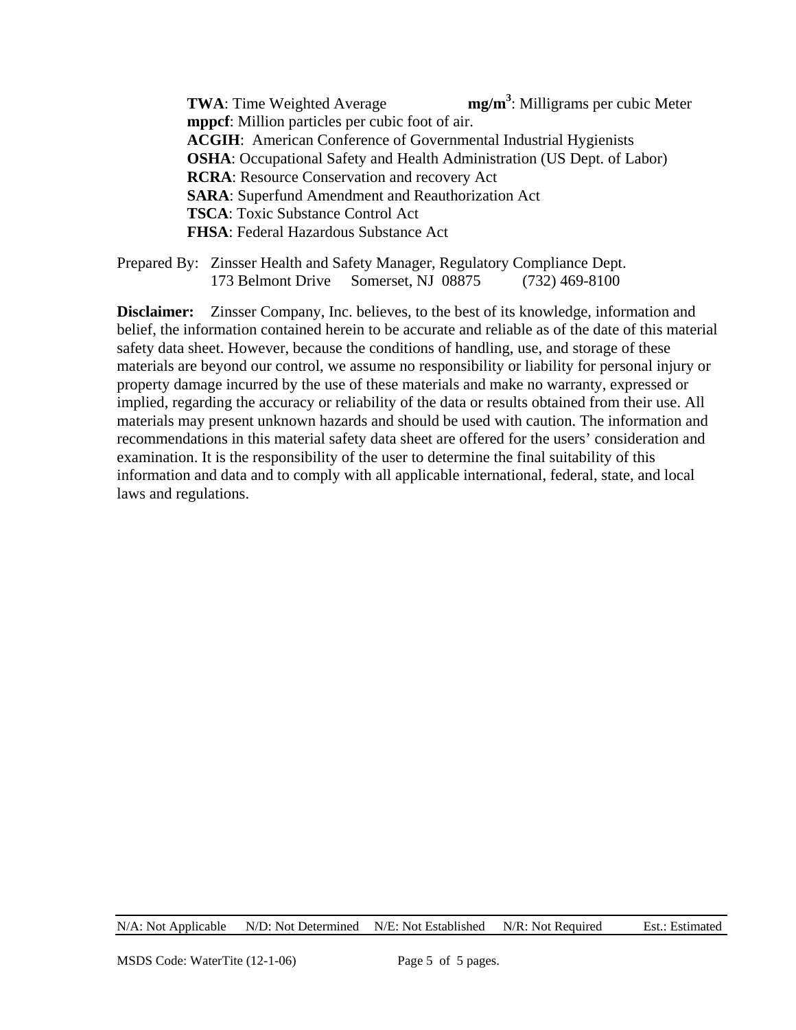**TWA**: Time Weighted Average **mg/m$^3$**: Milligrams per cubic Meter
**mppcf**: Million particles per cubic foot of air.
**ACGIH**: American Conference of Governmental Industrial Hygienists
**OSHA**: Occupational Safety and Health Administration (US Dept. of Labor)
**RCRA**: Resource Conservation and recovery Act
**SARA**: Superfund Amendment and Reauthorization Act
**TSCA**: Toxic Substance Control Act
**FHSA**: Federal Hazardous Substance Act

Prepared By: Zinsser Health and Safety Manager, Regulatory Compliance Dept.
173 Belmont Drive Somerset, NJ 08875 (732) 469-8100

**Disclaimer:** Zinsser Company, Inc. believes, to the best of its knowledge, information and belief, the information contained herein to be accurate and reliable as of the date of this material safety data sheet. However, because the conditions of handling, use, and storage of these materials are beyond our control, we assume no responsibility or liability for personal injury or property damage incurred by the use of these materials and make no warranty, expressed or implied, regarding the accuracy or reliability of the data or results obtained from their use. All materials may present unknown hazards and should be used with caution. The information and recommendations in this material safety data sheet are offered for the users' consideration and examination. It is the responsibility of the user to determine the final suitability of this information and data and to comply with all applicable international, federal, state, and local laws and regulations.

N/A: Not Applicable N/D: Not Determined N/E: Not Established N/R: Not Required Est.: Estimated